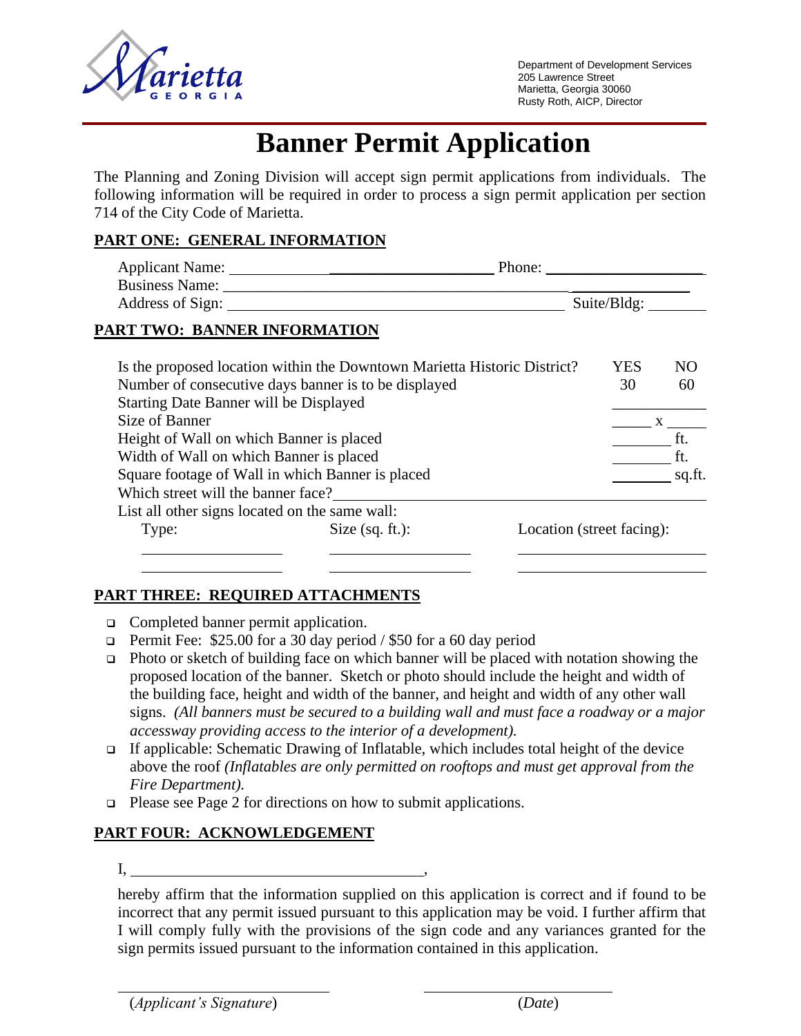Marietta GEORGIA

Department of Development Services
205 Lawrence Street
Marietta, Georgia 30060
Rusty Roth, AICP, Director

# Banner Permit Application

The Planning and Zoning Division will accept sign permit applications from individuals. The following information will be required in order to process a sign permit application per section 714 of the City Code of Marietta.

## PART ONE: GENERAL INFORMATION

Applicant Name: ______________________________ Phone: ____________________

Business Name: ____________________________________________________

Address of Sign: ____________________________________________ Suite/Bldg: ________

## PART TWO: BANNER INFORMATION

| | | |
|---|---|---|
| Is the proposed location within the Downtown Marietta Historic District? | YES | NO |
| Number of consecutive days banner is to be displayed | 30 | 60 |
| Starting Date Banner will be Displayed | ____________ | |
| Size of Banner | _____ x _____ | |
| Height of Wall on which Banner is placed | ________ ft. | |
| Width of Wall on which Banner is placed | ________ ft. | |
| Square footage of Wall in which Banner is placed | ________ sq.ft. | |

Which street will the banner face? ____________________________________________

List all other signs located on the same wall:

| Type: | Size (sq. ft.): | Location (street facing): |
|---|---|---|
| | | |
| | | |

## PART THREE: REQUIRED ATTACHMENTS

- Completed banner permit application.
- Permit Fee: $25.00 for a 30 day period / $50 for a 60 day period
- Photo or sketch of building face on which banner will be placed with notation showing the proposed location of the banner. Sketch or photo should include the height and width of the building face, height and width of the banner, and height and width of any other wall signs. *(All banners must be secured to a building wall and must face a roadway or a major accessway providing access to the interior of a development).*
- If applicable: Schematic Drawing of Inflatable, which includes total height of the device above the roof *(Inflatables are only permitted on rooftops and must get approval from the Fire Department).*
- Please see Page 2 for directions on how to submit applications.

## PART FOUR: ACKNOWLEDGEMENT

I, ______________________________________,

hereby affirm that the information supplied on this application is correct and if found to be incorrect that any permit issued pursuant to this application may be void. I further affirm that I will comply fully with the provisions of the sign code and any variances granted for the sign permits issued pursuant to the information contained in this application.

______________________________ ______________________________

(*Applicant's Signature*) (*Date*)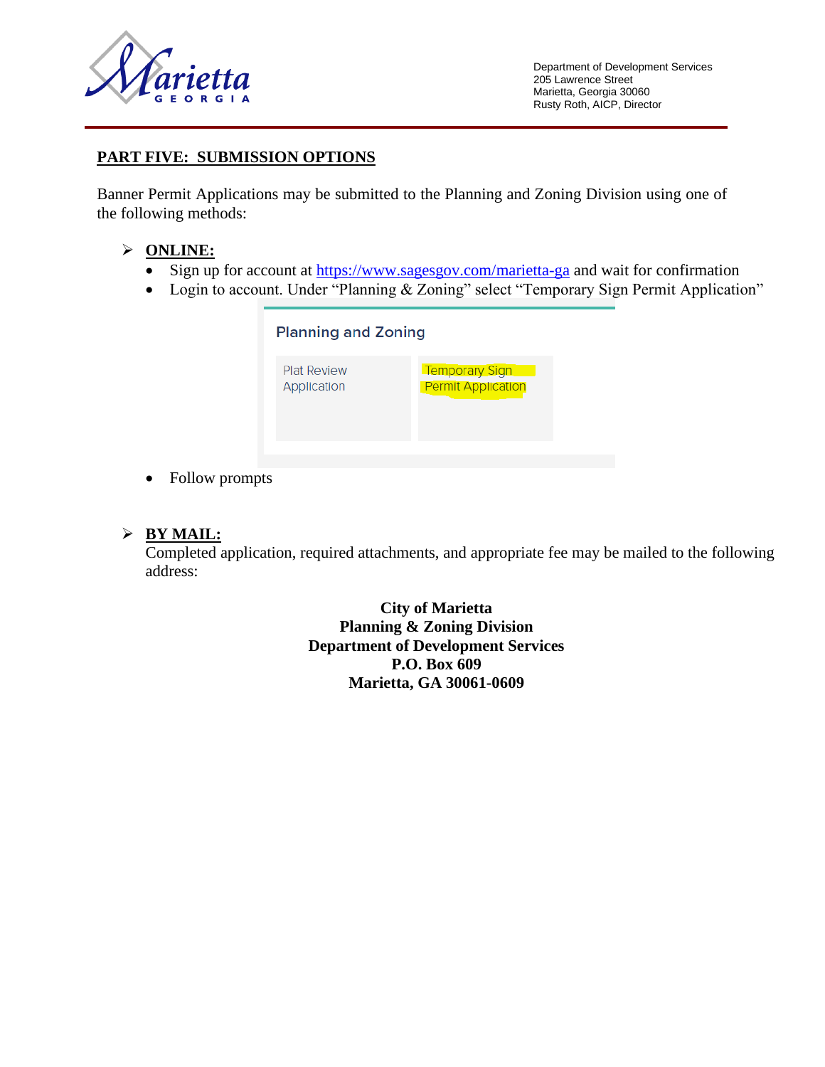Department of Development Services
205 Lawrence Street
Marietta, Georgia 30060
Rusty Roth, AICP, Director

## PART FIVE: SUBMISSION OPTIONS

Banner Permit Applications may be submitted to the Planning and Zoning Division using one of the following methods:

- **ONLINE:**
  - Sign up for account at https://www.sagesgov.com/marietta-ga and wait for confirmation
  - Login to account. Under "Planning & Zoning" select "Temporary Sign Permit Application"

    Planning and Zoning

    Plat Review Application

    Temporary Sign Permit Application

  - Follow prompts

- **BY MAIL:**
  Completed application, required attachments, and appropriate fee may be mailed to the following address:

**City of Marietta**
**Planning & Zoning Division**
**Department of Development Services**
**P.O. Box 609**
**Marietta, GA 30061-0609**